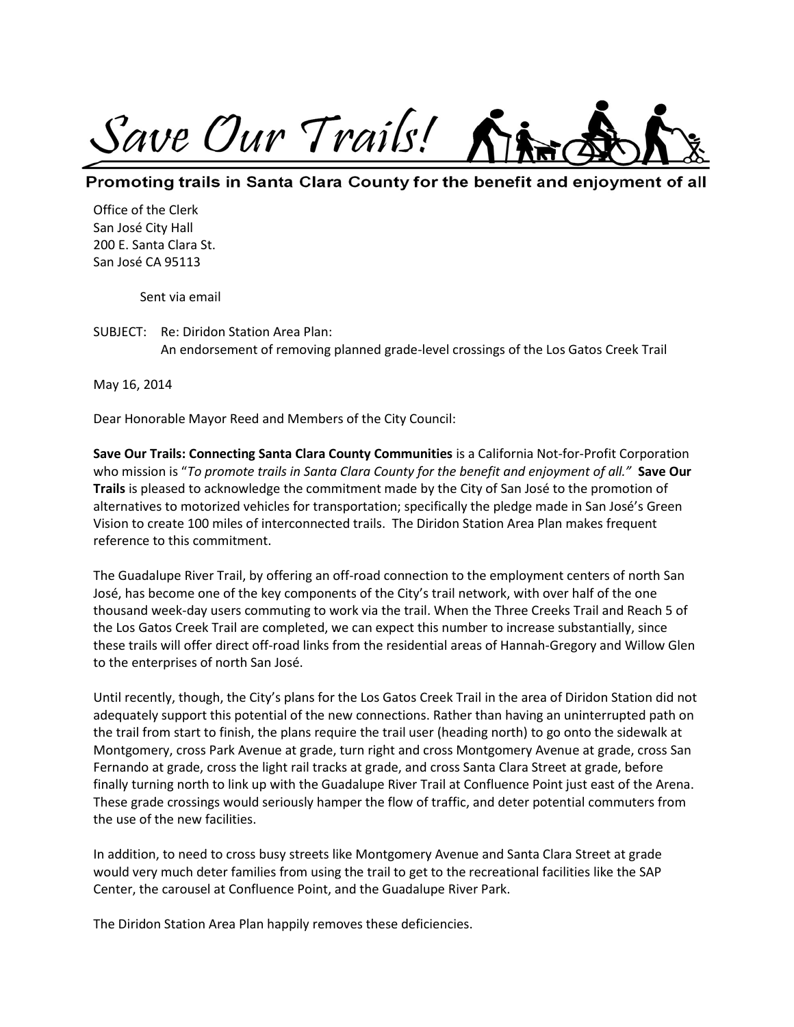# Save Our Trails!

**Promoting trails in Santa Clara County for the benefit and enjoyment of all**

Office of the Clerk
San José City Hall
200 E. Santa Clara St.
San José CA 95113

Sent via email

SUBJECT: Re: Diridon Station Area Plan:
An endorsement of removing planned grade-level crossings of the Los Gatos Creek Trail

May 16, 2014

Dear Honorable Mayor Reed and Members of the City Council:

**Save Our Trails: Connecting Santa Clara County Communities** is a California Not-for-Profit Corporation who mission is "*To promote trails in Santa Clara County for the benefit and enjoyment of all.*" **Save Our Trails** is pleased to acknowledge the commitment made by the City of San José to the promotion of alternatives to motorized vehicles for transportation; specifically the pledge made in San José's Green Vision to create 100 miles of interconnected trails. The Diridon Station Area Plan makes frequent reference to this commitment.

The Guadalupe River Trail, by offering an off-road connection to the employment centers of north San José, has become one of the key components of the City's trail network, with over half of the one thousand week-day users commuting to work via the trail. When the Three Creeks Trail and Reach 5 of the Los Gatos Creek Trail are completed, we can expect this number to increase substantially, since these trails will offer direct off-road links from the residential areas of Hannah-Gregory and Willow Glen to the enterprises of north San José.

Until recently, though, the City's plans for the Los Gatos Creek Trail in the area of Diridon Station did not adequately support this potential of the new connections. Rather than having an uninterrupted path on the trail from start to finish, the plans require the trail user (heading north) to go onto the sidewalk at Montgomery, cross Park Avenue at grade, turn right and cross Montgomery Avenue at grade, cross San Fernando at grade, cross the light rail tracks at grade, and cross Santa Clara Street at grade, before finally turning north to link up with the Guadalupe River Trail at Confluence Point just east of the Arena. These grade crossings would seriously hamper the flow of traffic, and deter potential commuters from the use of the new facilities.

In addition, to need to cross busy streets like Montgomery Avenue and Santa Clara Street at grade would very much deter families from using the trail to get to the recreational facilities like the SAP Center, the carousel at Confluence Point, and the Guadalupe River Park.

The Diridon Station Area Plan happily removes these deficiencies.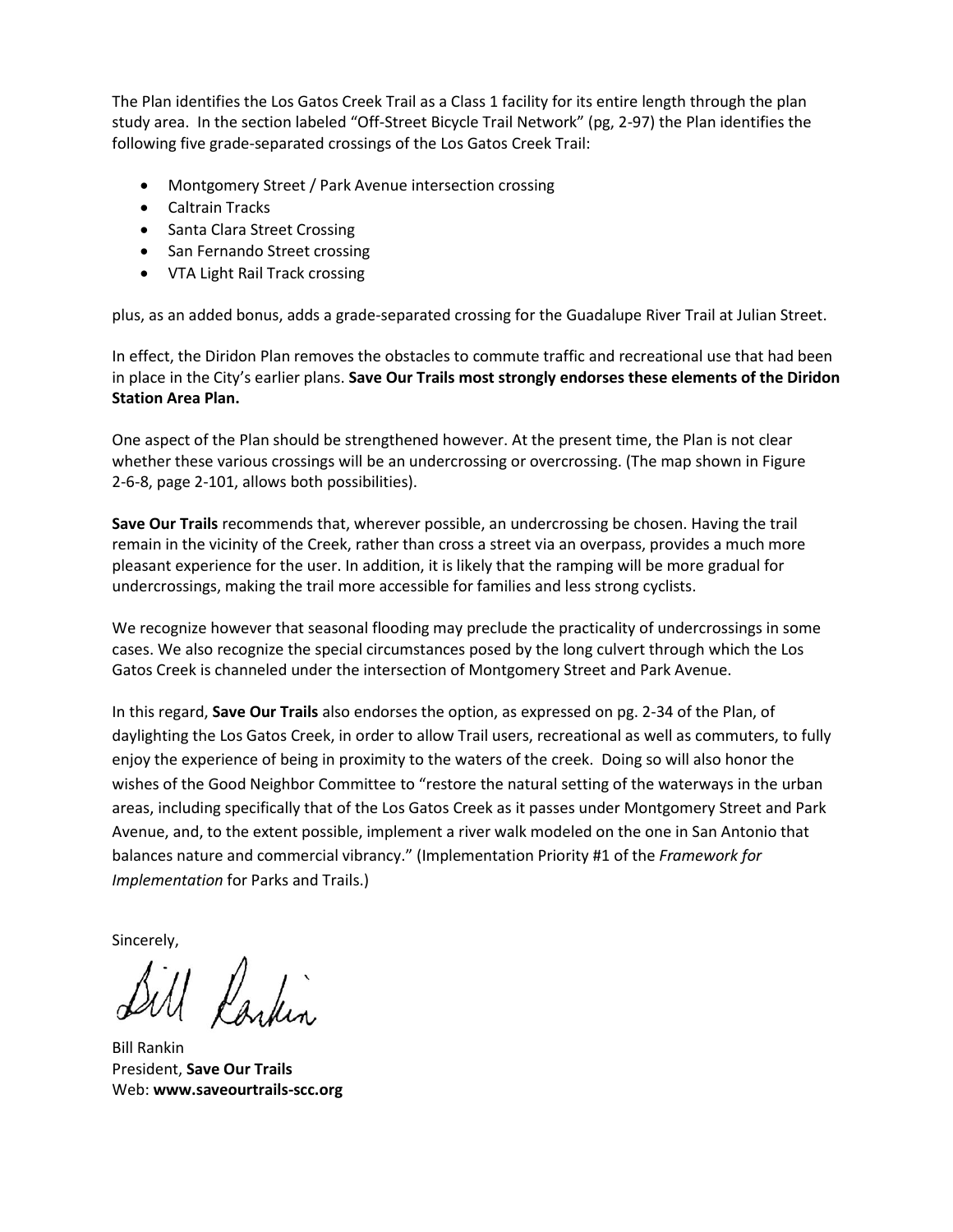The Plan identifies the Los Gatos Creek Trail as a Class 1 facility for its entire length through the plan study area. In the section labeled "Off-Street Bicycle Trail Network" (pg, 2-97) the Plan identifies the following five grade-separated crossings of the Los Gatos Creek Trail:

- Montgomery Street / Park Avenue intersection crossing
- Caltrain Tracks
- Santa Clara Street Crossing
- San Fernando Street crossing
- VTA Light Rail Track crossing

plus, as an added bonus, adds a grade-separated crossing for the Guadalupe River Trail at Julian Street.

In effect, the Diridon Plan removes the obstacles to commute traffic and recreational use that had been in place in the City's earlier plans. **Save Our Trails most strongly endorses these elements of the Diridon Station Area Plan.**

One aspect of the Plan should be strengthened however. At the present time, the Plan is not clear whether these various crossings will be an undercrossing or overcrossing. (The map shown in Figure 2-6-8, page 2-101, allows both possibilities).

**Save Our Trails** recommends that, wherever possible, an undercrossing be chosen. Having the trail remain in the vicinity of the Creek, rather than cross a street via an overpass, provides a much more pleasant experience for the user. In addition, it is likely that the ramping will be more gradual for undercrossings, making the trail more accessible for families and less strong cyclists.

We recognize however that seasonal flooding may preclude the practicality of undercrossings in some cases. We also recognize the special circumstances posed by the long culvert through which the Los Gatos Creek is channeled under the intersection of Montgomery Street and Park Avenue.

In this regard, **Save Our Trails** also endorses the option, as expressed on pg. 2-34 of the Plan, of daylighting the Los Gatos Creek, in order to allow Trail users, recreational as well as commuters, to fully enjoy the experience of being in proximity to the waters of the creek. Doing so will also honor the wishes of the Good Neighbor Committee to "restore the natural setting of the waterways in the urban areas, including specifically that of the Los Gatos Creek as it passes under Montgomery Street and Park Avenue, and, to the extent possible, implement a river walk modeled on the one in San Antonio that balances nature and commercial vibrancy." (Implementation Priority #1 of the *Framework for Implementation* for Parks and Trails.)

Sincerely,

Bill Rankin

Bill Rankin
President, **Save Our Trails**
Web: **www.saveourtrails-scc.org**